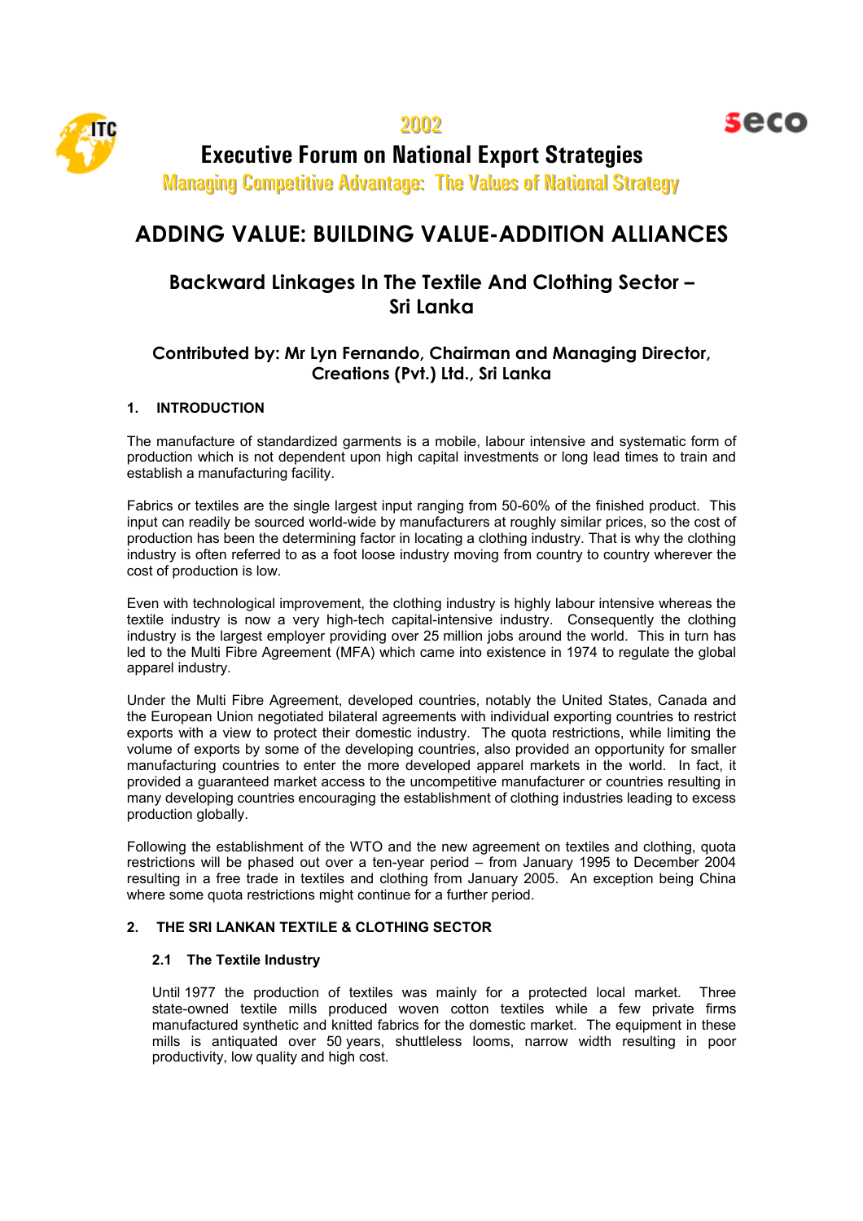2002

# Executive Forum on National Export Strategies

Managing Competitive Advantage: The Values of National Strategy

# ADDING VALUE: BUILDING VALUE-ADDITION ALLIANCES

## Backward Linkages In The Textile And Clothing Sector – Sri Lanka

### Contributed by: Mr Lyn Fernando, Chairman and Managing Director, Creations (Pvt.) Ltd., Sri Lanka

### 1. INTRODUCTION

The manufacture of standardized garments is a mobile, labour intensive and systematic form of production which is not dependent upon high capital investments or long lead times to train and establish a manufacturing facility.

Fabrics or textiles are the single largest input ranging from 50-60% of the finished product. This input can readily be sourced world-wide by manufacturers at roughly similar prices, so the cost of production has been the determining factor in locating a clothing industry. That is why the clothing industry is often referred to as a foot loose industry moving from country to country wherever the cost of production is low.

Even with technological improvement, the clothing industry is highly labour intensive whereas the textile industry is now a very high-tech capital-intensive industry. Consequently the clothing industry is the largest employer providing over 25 million jobs around the world. This in turn has led to the Multi Fibre Agreement (MFA) which came into existence in 1974 to regulate the global apparel industry.

Under the Multi Fibre Agreement, developed countries, notably the United States, Canada and the European Union negotiated bilateral agreements with individual exporting countries to restrict exports with a view to protect their domestic industry. The quota restrictions, while limiting the volume of exports by some of the developing countries, also provided an opportunity for smaller manufacturing countries to enter the more developed apparel markets in the world. In fact, it provided a guaranteed market access to the uncompetitive manufacturer or countries resulting in many developing countries encouraging the establishment of clothing industries leading to excess production globally.

Following the establishment of the WTO and the new agreement on textiles and clothing, quota restrictions will be phased out over a ten-year period – from January 1995 to December 2004 resulting in a free trade in textiles and clothing from January 2005. An exception being China where some quota restrictions might continue for a further period.

### 2. THE SRI LANKAN TEXTILE & CLOTHING SECTOR

#### 2.1 The Textile Industry

Until 1977 the production of textiles was mainly for a protected local market. Three state-owned textile mills produced woven cotton textiles while a few private firms manufactured synthetic and knitted fabrics for the domestic market. The equipment in these mills is antiquated over 50 years, shuttleless looms, narrow width resulting in poor productivity, low quality and high cost.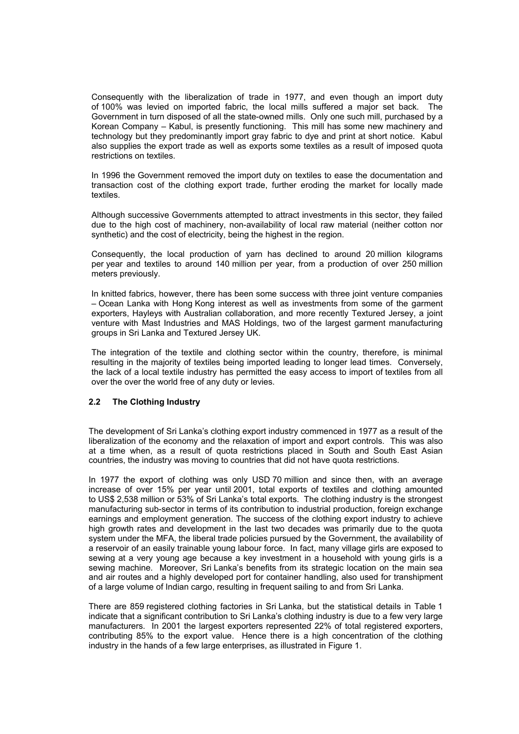Consequently with the liberalization of trade in 1977, and even though an import duty of 100% was levied on imported fabric, the local mills suffered a major set back. The Government in turn disposed of all the state-owned mills. Only one such mill, purchased by a Korean Company – Kabul, is presently functioning. This mill has some new machinery and technology but they predominantly import gray fabric to dye and print at short notice. Kabul also supplies the export trade as well as exports some textiles as a result of imposed quota restrictions on textiles.

In 1996 the Government removed the import duty on textiles to ease the documentation and transaction cost of the clothing export trade, further eroding the market for locally made textiles.

Although successive Governments attempted to attract investments in this sector, they failed due to the high cost of machinery, non-availability of local raw material (neither cotton nor synthetic) and the cost of electricity, being the highest in the region.

Consequently, the local production of yarn has declined to around 20 million kilograms per year and textiles to around 140 million per year, from a production of over 250 million meters previously.

In knitted fabrics, however, there has been some success with three joint venture companies – Ocean Lanka with Hong Kong interest as well as investments from some of the garment exporters, Hayleys with Australian collaboration, and more recently Textured Jersey, a joint venture with Mast Industries and MAS Holdings, two of the largest garment manufacturing groups in Sri Lanka and Textured Jersey UK.

The integration of the textile and clothing sector within the country, therefore, is minimal resulting in the majority of textiles being imported leading to longer lead times. Conversely, the lack of a local textile industry has permitted the easy access to import of textiles from all over the over the world free of any duty or levies.

### 2.2 The Clothing Industry

The development of Sri Lanka's clothing export industry commenced in 1977 as a result of the liberalization of the economy and the relaxation of import and export controls. This was also at a time when, as a result of quota restrictions placed in South and South East Asian countries, the industry was moving to countries that did not have quota restrictions.

In 1977 the export of clothing was only USD 70 million and since then, with an average increase of over 15% per year until 2001, total exports of textiles and clothing amounted to US$ 2,538 million or 53% of Sri Lanka's total exports. The clothing industry is the strongest manufacturing sub-sector in terms of its contribution to industrial production, foreign exchange earnings and employment generation. The success of the clothing export industry to achieve high growth rates and development in the last two decades was primarily due to the quota system under the MFA, the liberal trade policies pursued by the Government, the availability of a reservoir of an easily trainable young labour force. In fact, many village girls are exposed to sewing at a very young age because a key investment in a household with young girls is a sewing machine. Moreover, Sri Lanka's benefits from its strategic location on the main sea and air routes and a highly developed port for container handling, also used for transhipment of a large volume of Indian cargo, resulting in frequent sailing to and from Sri Lanka.

There are 859 registered clothing factories in Sri Lanka, but the statistical details in Table 1 indicate that a significant contribution to Sri Lanka's clothing industry is due to a few very large manufacturers. In 2001 the largest exporters represented 22% of total registered exporters, contributing 85% to the export value. Hence there is a high concentration of the clothing industry in the hands of a few large enterprises, as illustrated in Figure 1.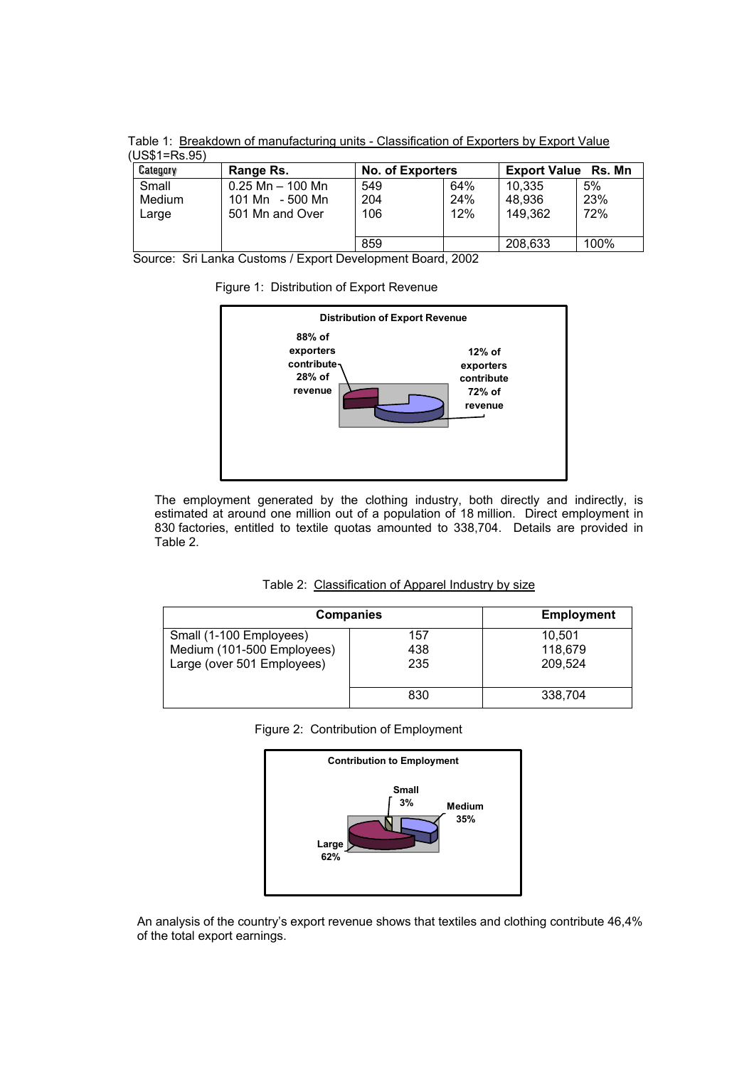Table 1: Breakdown of manufacturing units - Classification of Exporters by Export Value (US$1=Rs.95)

| Category | Range Rs. | No. of Exporters | | Export Value Rs. Mn | |
|---|---|---|---|---|---|
| Small | 0.25 Mn – 100 Mn | 549 | 64% | 10,335 | 5% |
| Medium | 101 Mn - 500 Mn | 204 | 24% | 48,936 | 23% |
| Large | 501 Mn and Over | 106 | 12% | 149,362 | 72% |
| | | 859 | | 208,633 | 100% |

Source: Sri Lanka Customs / Export Development Board, 2002

Figure 1: Distribution of Export Revenue

Distribution of Export Revenue

88% of exporters contribute 28% of revenue

12% of exporters contribute 72% of revenue

The employment generated by the clothing industry, both directly and indirectly, is estimated at around one million out of a population of 18 million. Direct employment in 830 factories, entitled to textile quotas amounted to 338,704. Details are provided in Table 2.

Table 2: Classification of Apparel Industry by size

| Companies | | Employment |
|---|---|---|
| Small (1-100 Employees) | 157 | 10,501 |
| Medium (101-500 Employees) | 438 | 118,679 |
| Large (over 501 Employees) | 235 | 209,524 |
| | 830 | 338,704 |

Figure 2: Contribution of Employment

Contribution to Employment

Small 3%

Medium 35%

Large 62%

An analysis of the country's export revenue shows that textiles and clothing contribute 46,4% of the total export earnings.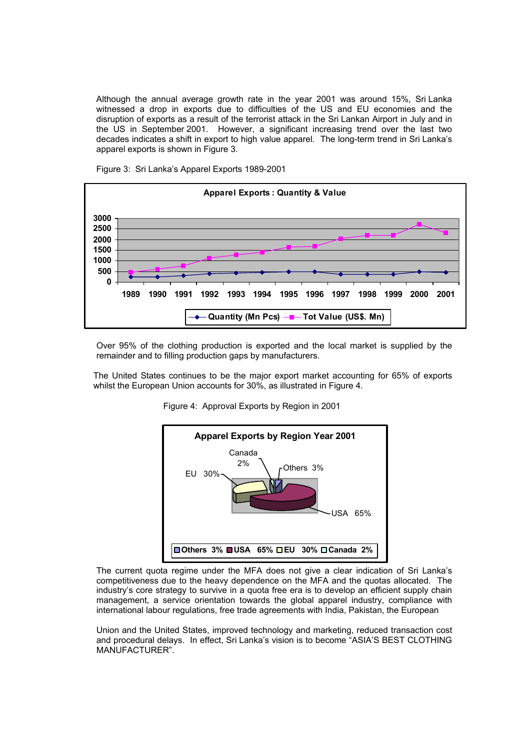Although the annual average growth rate in the year 2001 was around 15%, Sri Lanka witnessed a drop in exports due to difficulties of the US and EU economies and the disruption of exports as a result of the terrorist attack in the Sri Lankan Airport in July and in the US in September 2001. However, a significant increasing trend over the last two decades indicates a shift in export to high value apparel. The long-term trend in Sri Lanka's apparel exports is shown in Figure 3.

Figure 3: Sri Lanka's Apparel Exports 1989-2001

Apparel Exports : Quantity & Value

3000
2500
2000
1500
1000
500
0

1989 1990 1991 1992 1993 1994 1995 1996 1997 1998 1999 2000 2001

Quantity (Mn Pcs) Tot Value (US$. Mn)

Over 95% of the clothing production is exported and the local market is supplied by the remainder and to filling production gaps by manufacturers.

The United States continues to be the major export market accounting for 65% of exports whilst the European Union accounts for 30%, as illustrated in Figure 4.

Figure 4: Approval Exports by Region in 2001

Apparel Exports by Region Year 2001

Canada 2%
Others 3%
EU 30%
USA 65%

Others 3% USA 65% EU 30% Canada 2%

The current quota regime under the MFA does not give a clear indication of Sri Lanka's competitiveness due to the heavy dependence on the MFA and the quotas allocated. The industry's core strategy to survive in a quota free era is to develop an efficient supply chain management, a service orientation towards the global apparel industry, compliance with international labour regulations, free trade agreements with India, Pakistan, the European

Union and the United States, improved technology and marketing, reduced transaction cost and procedural delays. In effect, Sri Lanka's vision is to become "ASIA'S BEST CLOTHING MANUFACTURER".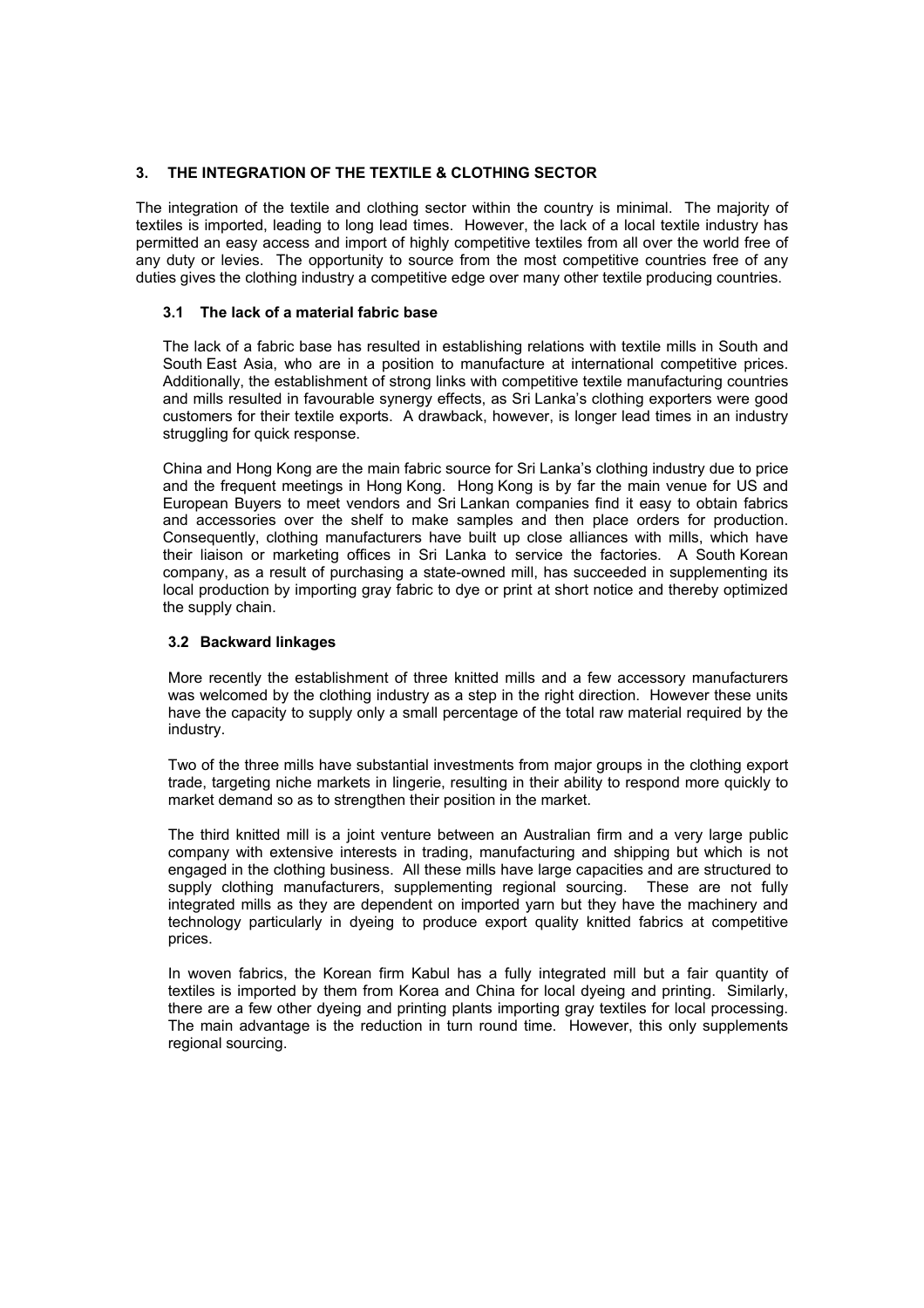## 3. THE INTEGRATION OF THE TEXTILE & CLOTHING SECTOR

The integration of the textile and clothing sector within the country is minimal. The majority of textiles is imported, leading to long lead times. However, the lack of a local textile industry has permitted an easy access and import of highly competitive textiles from all over the world free of any duty or levies. The opportunity to source from the most competitive countries free of any duties gives the clothing industry a competitive edge over many other textile producing countries.

### 3.1 The lack of a material fabric base

The lack of a fabric base has resulted in establishing relations with textile mills in South and South East Asia, who are in a position to manufacture at international competitive prices. Additionally, the establishment of strong links with competitive textile manufacturing countries and mills resulted in favourable synergy effects, as Sri Lanka's clothing exporters were good customers for their textile exports. A drawback, however, is longer lead times in an industry struggling for quick response.

China and Hong Kong are the main fabric source for Sri Lanka's clothing industry due to price and the frequent meetings in Hong Kong. Hong Kong is by far the main venue for US and European Buyers to meet vendors and Sri Lankan companies find it easy to obtain fabrics and accessories over the shelf to make samples and then place orders for production. Consequently, clothing manufacturers have built up close alliances with mills, which have their liaison or marketing offices in Sri Lanka to service the factories. A South Korean company, as a result of purchasing a state-owned mill, has succeeded in supplementing its local production by importing gray fabric to dye or print at short notice and thereby optimized the supply chain.

### 3.2 Backward linkages

More recently the establishment of three knitted mills and a few accessory manufacturers was welcomed by the clothing industry as a step in the right direction. However these units have the capacity to supply only a small percentage of the total raw material required by the industry.

Two of the three mills have substantial investments from major groups in the clothing export trade, targeting niche markets in lingerie, resulting in their ability to respond more quickly to market demand so as to strengthen their position in the market.

The third knitted mill is a joint venture between an Australian firm and a very large public company with extensive interests in trading, manufacturing and shipping but which is not engaged in the clothing business. All these mills have large capacities and are structured to supply clothing manufacturers, supplementing regional sourcing. These are not fully integrated mills as they are dependent on imported yarn but they have the machinery and technology particularly in dyeing to produce export quality knitted fabrics at competitive prices.

In woven fabrics, the Korean firm Kabul has a fully integrated mill but a fair quantity of textiles is imported by them from Korea and China for local dyeing and printing. Similarly, there are a few other dyeing and printing plants importing gray textiles for local processing. The main advantage is the reduction in turn round time. However, this only supplements regional sourcing.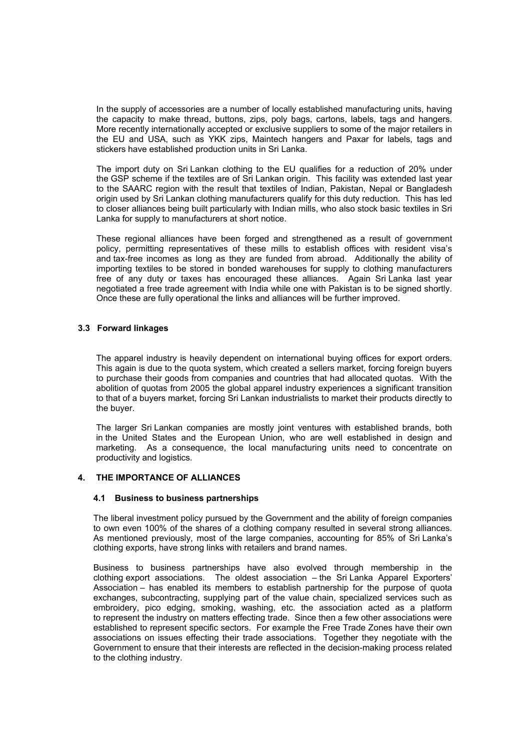In the supply of accessories are a number of locally established manufacturing units, having the capacity to make thread, buttons, zips, poly bags, cartons, labels, tags and hangers. More recently internationally accepted or exclusive suppliers to some of the major retailers in the EU and USA, such as YKK zips, Maintech hangers and Paxar for labels, tags and stickers have established production units in Sri Lanka.

The import duty on Sri Lankan clothing to the EU qualifies for a reduction of 20% under the GSP scheme if the textiles are of Sri Lankan origin. This facility was extended last year to the SAARC region with the result that textiles of Indian, Pakistan, Nepal or Bangladesh origin used by Sri Lankan clothing manufacturers qualify for this duty reduction. This has led to closer alliances being built particularly with Indian mills, who also stock basic textiles in Sri Lanka for supply to manufacturers at short notice.

These regional alliances have been forged and strengthened as a result of government policy, permitting representatives of these mills to establish offices with resident visa's and tax-free incomes as long as they are funded from abroad. Additionally the ability of importing textiles to be stored in bonded warehouses for supply to clothing manufacturers free of any duty or taxes has encouraged these alliances. Again Sri Lanka last year negotiated a free trade agreement with India while one with Pakistan is to be signed shortly. Once these are fully operational the links and alliances will be further improved.

### 3.3 Forward linkages

The apparel industry is heavily dependent on international buying offices for export orders. This again is due to the quota system, which created a sellers market, forcing foreign buyers to purchase their goods from companies and countries that had allocated quotas. With the abolition of quotas from 2005 the global apparel industry experiences a significant transition to that of a buyers market, forcing Sri Lankan industrialists to market their products directly to the buyer.

The larger Sri Lankan companies are mostly joint ventures with established brands, both in the United States and the European Union, who are well established in design and marketing. As a consequence, the local manufacturing units need to concentrate on productivity and logistics.

## 4. THE IMPORTANCE OF ALLIANCES

### 4.1 Business to business partnerships

The liberal investment policy pursued by the Government and the ability of foreign companies to own even 100% of the shares of a clothing company resulted in several strong alliances. As mentioned previously, most of the large companies, accounting for 85% of Sri Lanka's clothing exports, have strong links with retailers and brand names.

Business to business partnerships have also evolved through membership in the clothing export associations. The oldest association – the Sri Lanka Apparel Exporters' Association – has enabled its members to establish partnership for the purpose of quota exchanges, subcontracting, supplying part of the value chain, specialized services such as embroidery, pico edging, smoking, washing, etc. the association acted as a platform to represent the industry on matters effecting trade. Since then a few other associations were established to represent specific sectors. For example the Free Trade Zones have their own associations on issues effecting their trade associations. Together they negotiate with the Government to ensure that their interests are reflected in the decision-making process related to the clothing industry.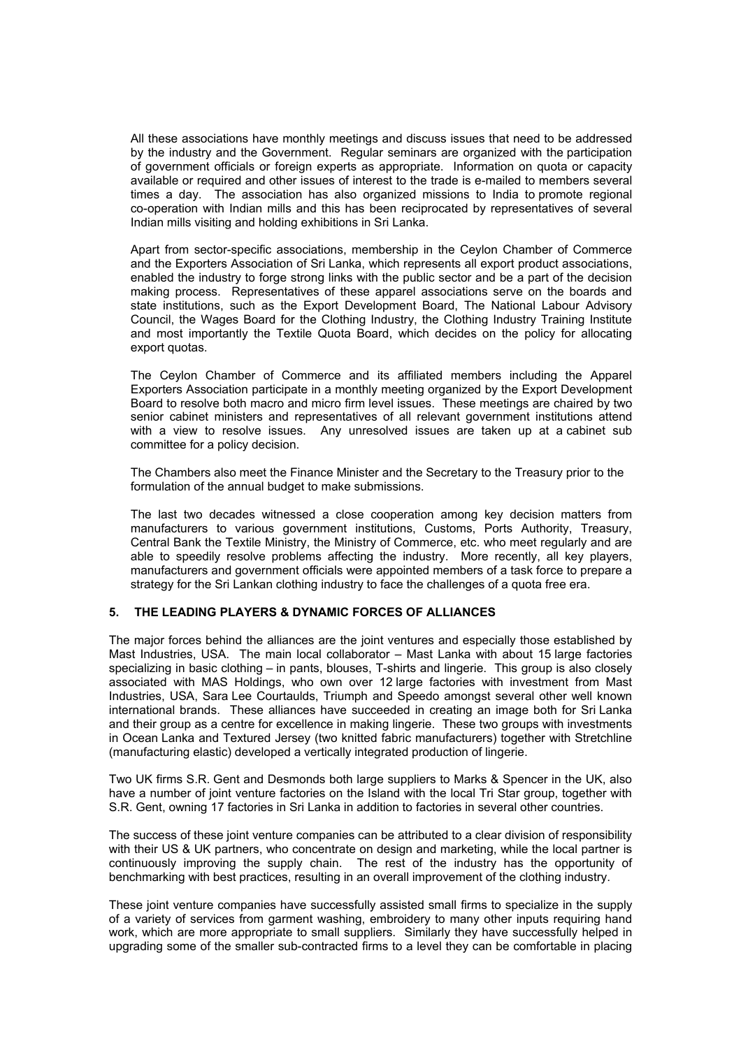All these associations have monthly meetings and discuss issues that need to be addressed by the industry and the Government. Regular seminars are organized with the participation of government officials or foreign experts as appropriate. Information on quota or capacity available or required and other issues of interest to the trade is e-mailed to members several times a day. The association has also organized missions to India to promote regional co-operation with Indian mills and this has been reciprocated by representatives of several Indian mills visiting and holding exhibitions in Sri Lanka.

Apart from sector-specific associations, membership in the Ceylon Chamber of Commerce and the Exporters Association of Sri Lanka, which represents all export product associations, enabled the industry to forge strong links with the public sector and be a part of the decision making process. Representatives of these apparel associations serve on the boards and state institutions, such as the Export Development Board, The National Labour Advisory Council, the Wages Board for the Clothing Industry, the Clothing Industry Training Institute and most importantly the Textile Quota Board, which decides on the policy for allocating export quotas.

The Ceylon Chamber of Commerce and its affiliated members including the Apparel Exporters Association participate in a monthly meeting organized by the Export Development Board to resolve both macro and micro firm level issues. These meetings are chaired by two senior cabinet ministers and representatives of all relevant government institutions attend with a view to resolve issues. Any unresolved issues are taken up at a cabinet sub committee for a policy decision.

The Chambers also meet the Finance Minister and the Secretary to the Treasury prior to the formulation of the annual budget to make submissions.

The last two decades witnessed a close cooperation among key decision matters from manufacturers to various government institutions, Customs, Ports Authority, Treasury, Central Bank the Textile Ministry, the Ministry of Commerce, etc. who meet regularly and are able to speedily resolve problems affecting the industry. More recently, all key players, manufacturers and government officials were appointed members of a task force to prepare a strategy for the Sri Lankan clothing industry to face the challenges of a quota free era.

## 5. THE LEADING PLAYERS & DYNAMIC FORCES OF ALLIANCES

The major forces behind the alliances are the joint ventures and especially those established by Mast Industries, USA. The main local collaborator – Mast Lanka with about 15 large factories specializing in basic clothing – in pants, blouses, T-shirts and lingerie. This group is also closely associated with MAS Holdings, who own over 12 large factories with investment from Mast Industries, USA, Sara Lee Courtaulds, Triumph and Speedo amongst several other well known international brands. These alliances have succeeded in creating an image both for Sri Lanka and their group as a centre for excellence in making lingerie. These two groups with investments in Ocean Lanka and Textured Jersey (two knitted fabric manufacturers) together with Stretchline (manufacturing elastic) developed a vertically integrated production of lingerie.

Two UK firms S.R. Gent and Desmonds both large suppliers to Marks & Spencer in the UK, also have a number of joint venture factories on the Island with the local Tri Star group, together with S.R. Gent, owning 17 factories in Sri Lanka in addition to factories in several other countries.

The success of these joint venture companies can be attributed to a clear division of responsibility with their US & UK partners, who concentrate on design and marketing, while the local partner is continuously improving the supply chain. The rest of the industry has the opportunity of benchmarking with best practices, resulting in an overall improvement of the clothing industry.

These joint venture companies have successfully assisted small firms to specialize in the supply of a variety of services from garment washing, embroidery to many other inputs requiring hand work, which are more appropriate to small suppliers. Similarly they have successfully helped in upgrading some of the smaller sub-contracted firms to a level they can be comfortable in placing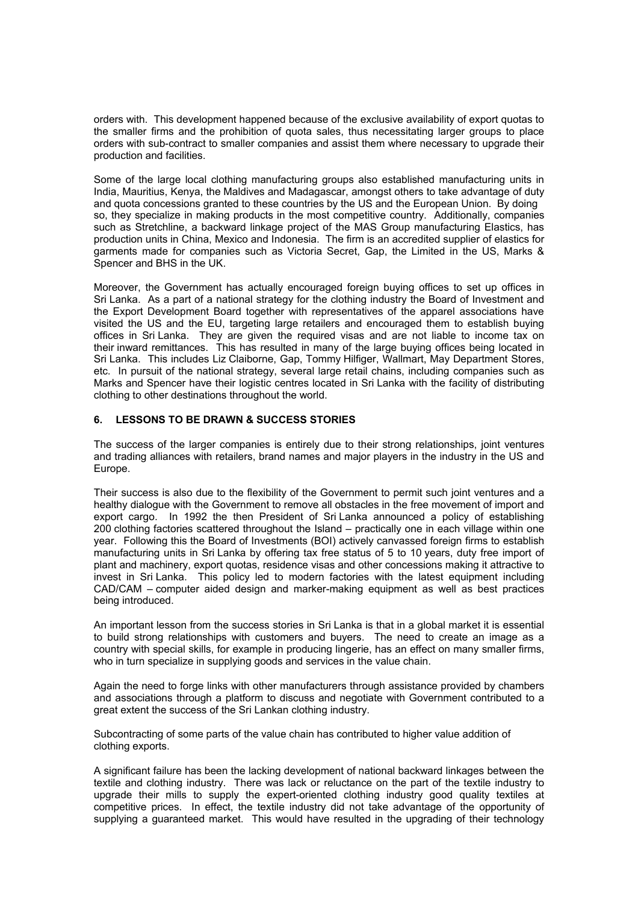orders with. This development happened because of the exclusive availability of export quotas to the smaller firms and the prohibition of quota sales, thus necessitating larger groups to place orders with sub-contract to smaller companies and assist them where necessary to upgrade their production and facilities.

Some of the large local clothing manufacturing groups also established manufacturing units in India, Mauritius, Kenya, the Maldives and Madagascar, amongst others to take advantage of duty and quota concessions granted to these countries by the US and the European Union. By doing so, they specialize in making products in the most competitive country. Additionally, companies such as Stretchline, a backward linkage project of the MAS Group manufacturing Elastics, has production units in China, Mexico and Indonesia. The firm is an accredited supplier of elastics for garments made for companies such as Victoria Secret, Gap, the Limited in the US, Marks & Spencer and BHS in the UK.

Moreover, the Government has actually encouraged foreign buying offices to set up offices in Sri Lanka. As a part of a national strategy for the clothing industry the Board of Investment and the Export Development Board together with representatives of the apparel associations have visited the US and the EU, targeting large retailers and encouraged them to establish buying offices in Sri Lanka. They are given the required visas and are not liable to income tax on their inward remittances. This has resulted in many of the large buying offices being located in Sri Lanka. This includes Liz Claiborne, Gap, Tommy Hilfiger, Wallmart, May Department Stores, etc. In pursuit of the national strategy, several large retail chains, including companies such as Marks and Spencer have their logistic centres located in Sri Lanka with the facility of distributing clothing to other destinations throughout the world.

## 6. LESSONS TO BE DRAWN & SUCCESS STORIES

The success of the larger companies is entirely due to their strong relationships, joint ventures and trading alliances with retailers, brand names and major players in the industry in the US and Europe.

Their success is also due to the flexibility of the Government to permit such joint ventures and a healthy dialogue with the Government to remove all obstacles in the free movement of import and export cargo. In 1992 the then President of Sri Lanka announced a policy of establishing 200 clothing factories scattered throughout the Island – practically one in each village within one year. Following this the Board of Investments (BOI) actively canvassed foreign firms to establish manufacturing units in Sri Lanka by offering tax free status of 5 to 10 years, duty free import of plant and machinery, export quotas, residence visas and other concessions making it attractive to invest in Sri Lanka. This policy led to modern factories with the latest equipment including CAD/CAM – computer aided design and marker-making equipment as well as best practices being introduced.

An important lesson from the success stories in Sri Lanka is that in a global market it is essential to build strong relationships with customers and buyers. The need to create an image as a country with special skills, for example in producing lingerie, has an effect on many smaller firms, who in turn specialize in supplying goods and services in the value chain.

Again the need to forge links with other manufacturers through assistance provided by chambers and associations through a platform to discuss and negotiate with Government contributed to a great extent the success of the Sri Lankan clothing industry.

Subcontracting of some parts of the value chain has contributed to higher value addition of clothing exports.

A significant failure has been the lacking development of national backward linkages between the textile and clothing industry. There was lack or reluctance on the part of the textile industry to upgrade their mills to supply the expert-oriented clothing industry good quality textiles at competitive prices. In effect, the textile industry did not take advantage of the opportunity of supplying a guaranteed market. This would have resulted in the upgrading of their technology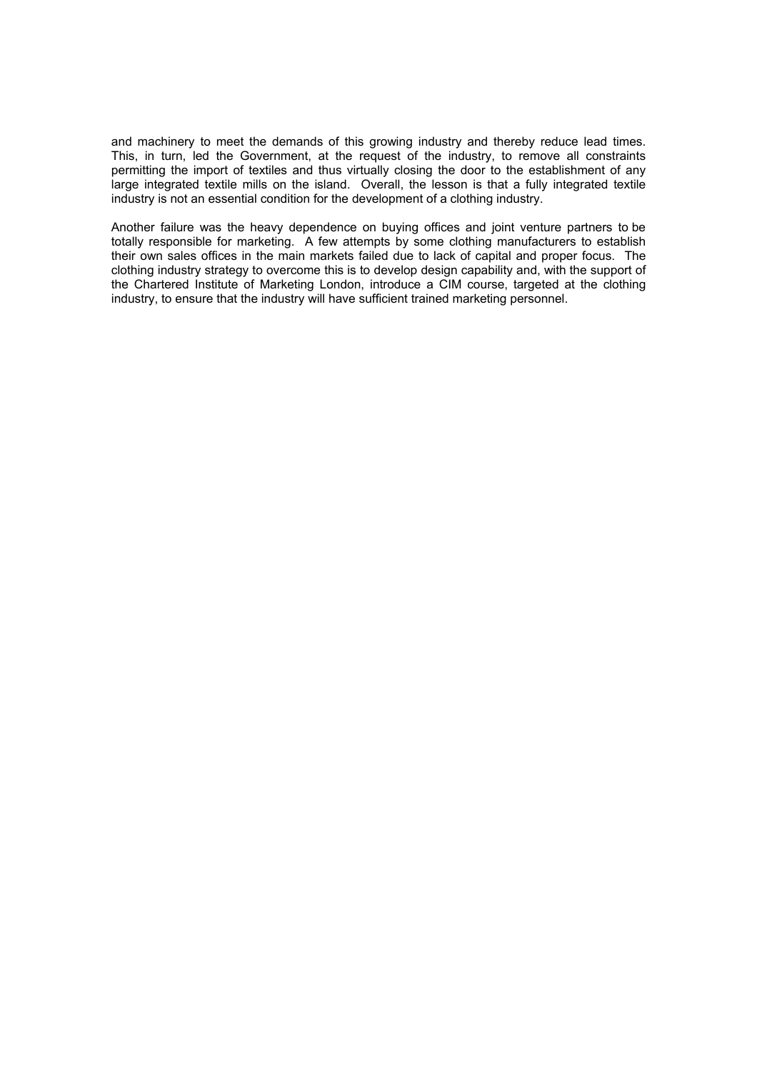and machinery to meet the demands of this growing industry and thereby reduce lead times. This, in turn, led the Government, at the request of the industry, to remove all constraints permitting the import of textiles and thus virtually closing the door to the establishment of any large integrated textile mills on the island. Overall, the lesson is that a fully integrated textile industry is not an essential condition for the development of a clothing industry.

Another failure was the heavy dependence on buying offices and joint venture partners to be totally responsible for marketing. A few attempts by some clothing manufacturers to establish their own sales offices in the main markets failed due to lack of capital and proper focus. The clothing industry strategy to overcome this is to develop design capability and, with the support of the Chartered Institute of Marketing London, introduce a CIM course, targeted at the clothing industry, to ensure that the industry will have sufficient trained marketing personnel.